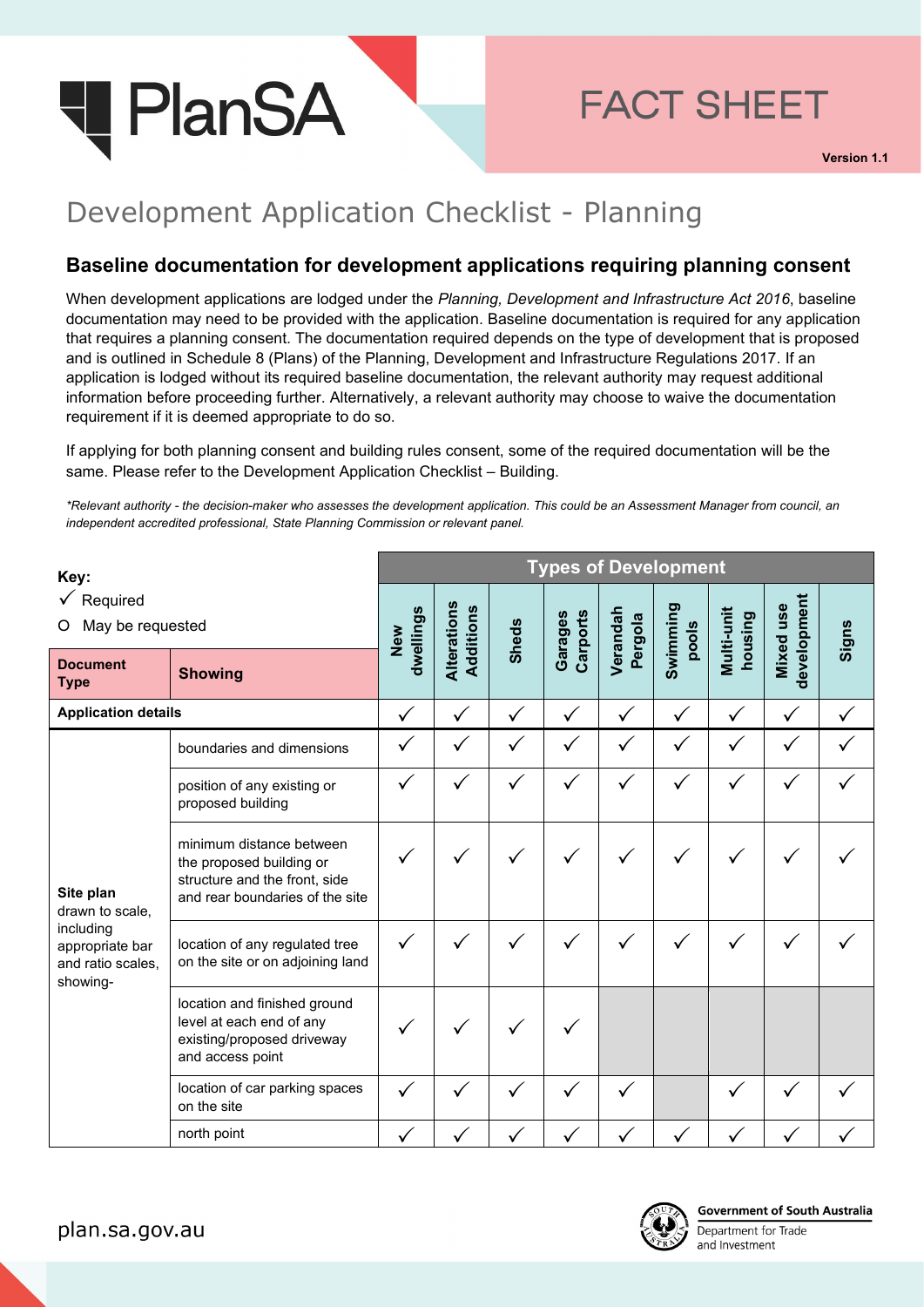# FACT SHEET

**Version 1.1**

# Development Application Checklist - Planning

## Baseline documentation for development applications requiring planning consent

When development applications are lodged under the *Planning, Development and Infrastructure Act 2016*, baseline documentation may need to be provided with the application. Baseline documentation is required for any application that requires a planning consent. The documentation required depends on the type of development that is proposed and is outlined in Schedule 8 (Plans) of the Planning, Development and Infrastructure Regulations 2017. If an application is lodged without its required baseline documentation, the relevant authority may request additional information before proceeding further. Alternatively, a relevant authority may choose to waive the documentation requirement if it is deemed appropriate to do so.

If applying for both planning consent and building rules consent, some of the required documentation will be the same. Please refer to the Development Application Checklist – Building.

*\*Relevant authority - the decision-maker who assesses the development application. This could be an Assessment Manager from council, an independent accredited professional, State Planning Commission or relevant panel.*

**Key:**
✓ Required
O May be requested

| Document Type | Showing | Types of Development | | | | | | | | |
|---|---|---|---|---|---|---|---|---|---|---|
| | | New dwellings | Alterations Additions | Sheds | Garages Carports | Verandah Pergola | Swimming pools | Multi-unit housing | Mixed use development | Signs |
| **Application details** | | ✓ | ✓ | ✓ | ✓ | ✓ | ✓ | ✓ | ✓ | ✓ |
| **Site plan** drawn to scale, including appropriate bar and ratio scales, showing- | boundaries and dimensions | ✓ | ✓ | ✓ | ✓ | ✓ | ✓ | ✓ | ✓ | ✓ |
| | position of any existing or proposed building | ✓ | ✓ | ✓ | ✓ | ✓ | ✓ | ✓ | ✓ | ✓ |
| | minimum distance between the proposed building or structure and the front, side and rear boundaries of the site | ✓ | ✓ | ✓ | ✓ | ✓ | ✓ | ✓ | ✓ | ✓ |
| | location of any regulated tree on the site or on adjoining land | ✓ | ✓ | ✓ | ✓ | ✓ | ✓ | ✓ | ✓ | ✓ |
| | location and finished ground level at each end of any existing/proposed driveway and access point | ✓ | ✓ | ✓ | ✓ | | | | | |
| | location of car parking spaces on the site | ✓ | ✓ | ✓ | ✓ | ✓ | | ✓ | ✓ | ✓ |
| | north point | ✓ | ✓ | ✓ | ✓ | ✓ | ✓ | ✓ | ✓ | ✓ |

plan.sa.gov.au

Government of South Australia
Department for Trade and Investment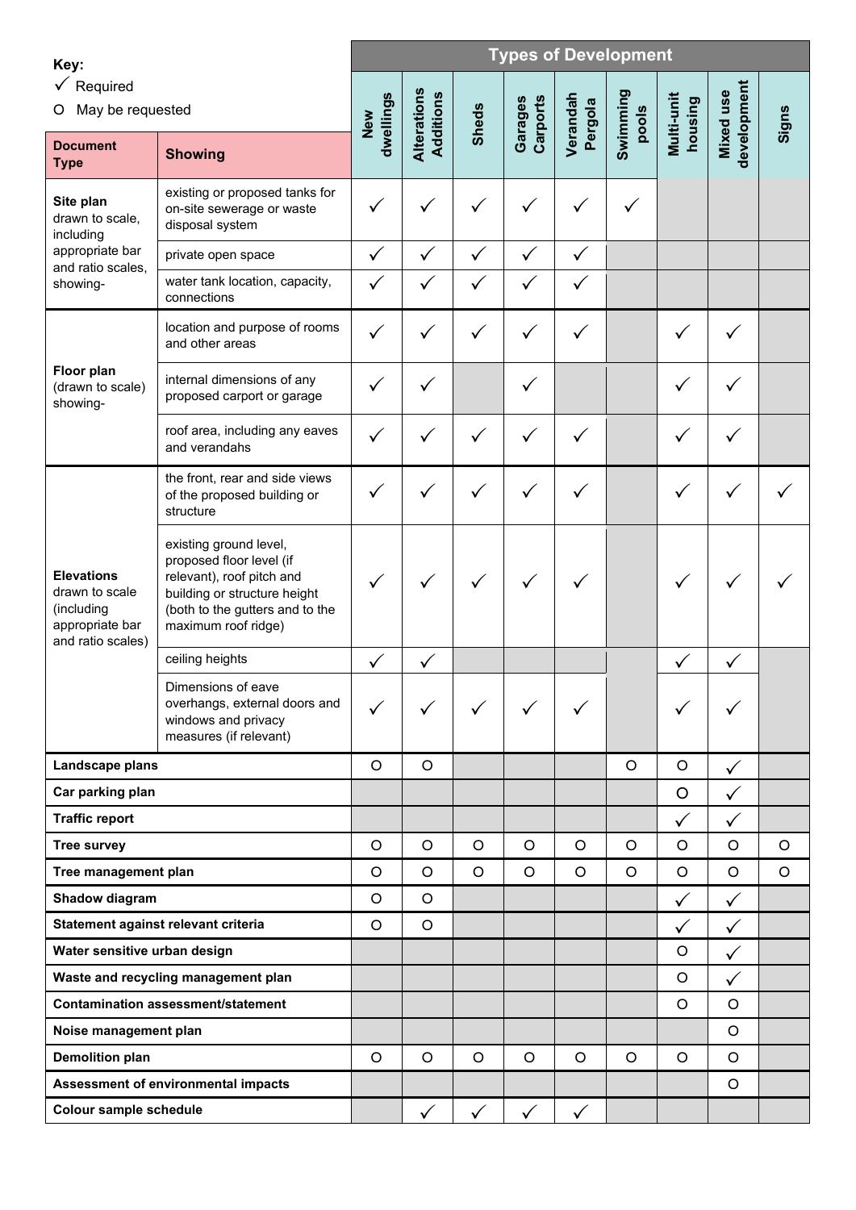**Key:**

✓ Required

O May be requested

| Document Type | Showing | New dwellings | Alterations Additions | Sheds | Garages Carports | Verandah Pergola | Swimming pools | Multi-unit housing | Mixed use development | Signs |
|---|---|---|---|---|---|---|---|---|---|---|
| | | **Types of Development** | | | | | | | | |
| **Site plan** drawn to scale, including appropriate bar and ratio scales, showing- | existing or proposed tanks for on-site sewerage or waste disposal system | ✓ | ✓ | ✓ | ✓ | ✓ | ✓ | | | |
| | private open space | ✓ | ✓ | ✓ | ✓ | ✓ | | | | |
| | water tank location, capacity, connections | ✓ | ✓ | ✓ | ✓ | ✓ | | | | |
| **Floor plan** (drawn to scale) showing- | location and purpose of rooms and other areas | ✓ | ✓ | ✓ | ✓ | ✓ | | ✓ | ✓ | |
| | internal dimensions of any proposed carport or garage | ✓ | ✓ | | ✓ | | | ✓ | ✓ | |
| | roof area, including any eaves and verandahs | ✓ | ✓ | ✓ | ✓ | ✓ | | ✓ | ✓ | |
| **Elevations** drawn to scale (including appropriate bar and ratio scales) | the front, rear and side views of the proposed building or structure | ✓ | ✓ | ✓ | ✓ | ✓ | | ✓ | ✓ | ✓ |
| | existing ground level, proposed floor level (if relevant), roof pitch and building or structure height (both to the gutters and to the maximum roof ridge) | ✓ | ✓ | ✓ | ✓ | ✓ | | ✓ | ✓ | ✓ |
| | ceiling heights | ✓ | ✓ | | | | | ✓ | ✓ | |
| | Dimensions of eave overhangs, external doors and windows and privacy measures (if relevant) | ✓ | ✓ | ✓ | ✓ | ✓ | | ✓ | ✓ | |
| **Landscape plans** | | O | O | | | | O | O | ✓ | |
| **Car parking plan** | | | | | | | | O | ✓ | |
| **Traffic report** | | | | | | | | ✓ | ✓ | |
| **Tree survey** | | O | O | O | O | O | O | O | O | O |
| **Tree management plan** | | O | O | O | O | O | O | O | O | O |
| **Shadow diagram** | | O | O | | | | | ✓ | ✓ | |
| **Statement against relevant criteria** | | O | O | | | | | ✓ | ✓ | |
| **Water sensitive urban design** | | | | | | | | O | ✓ | |
| **Waste and recycling management plan** | | | | | | | | O | ✓ | |
| **Contamination assessment/statement** | | | | | | | | O | O | |
| **Noise management plan** | | | | | | | | | O | |
| **Demolition plan** | | O | O | O | O | O | O | O | O | |
| **Assessment of environmental impacts** | | | | | | | | | O | |
| **Colour sample schedule** | | | ✓ | ✓ | ✓ | ✓ | | | | |